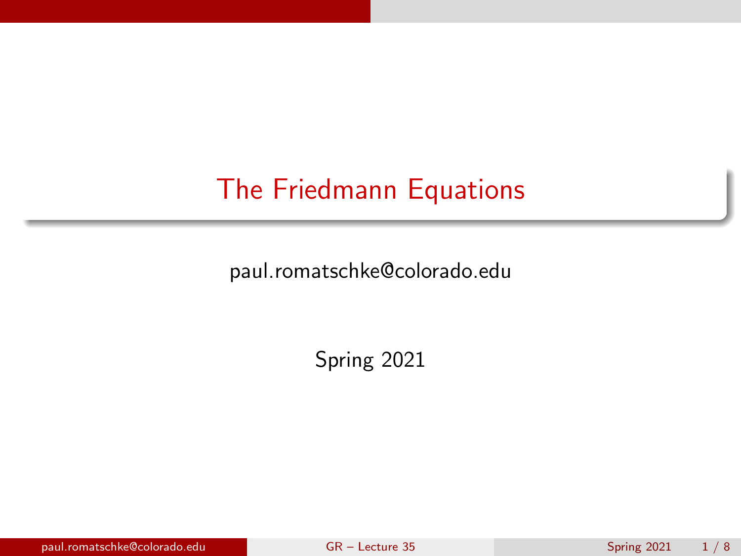# The Friedmann Equations

paul.romatschke@colorado.edu

Spring 2021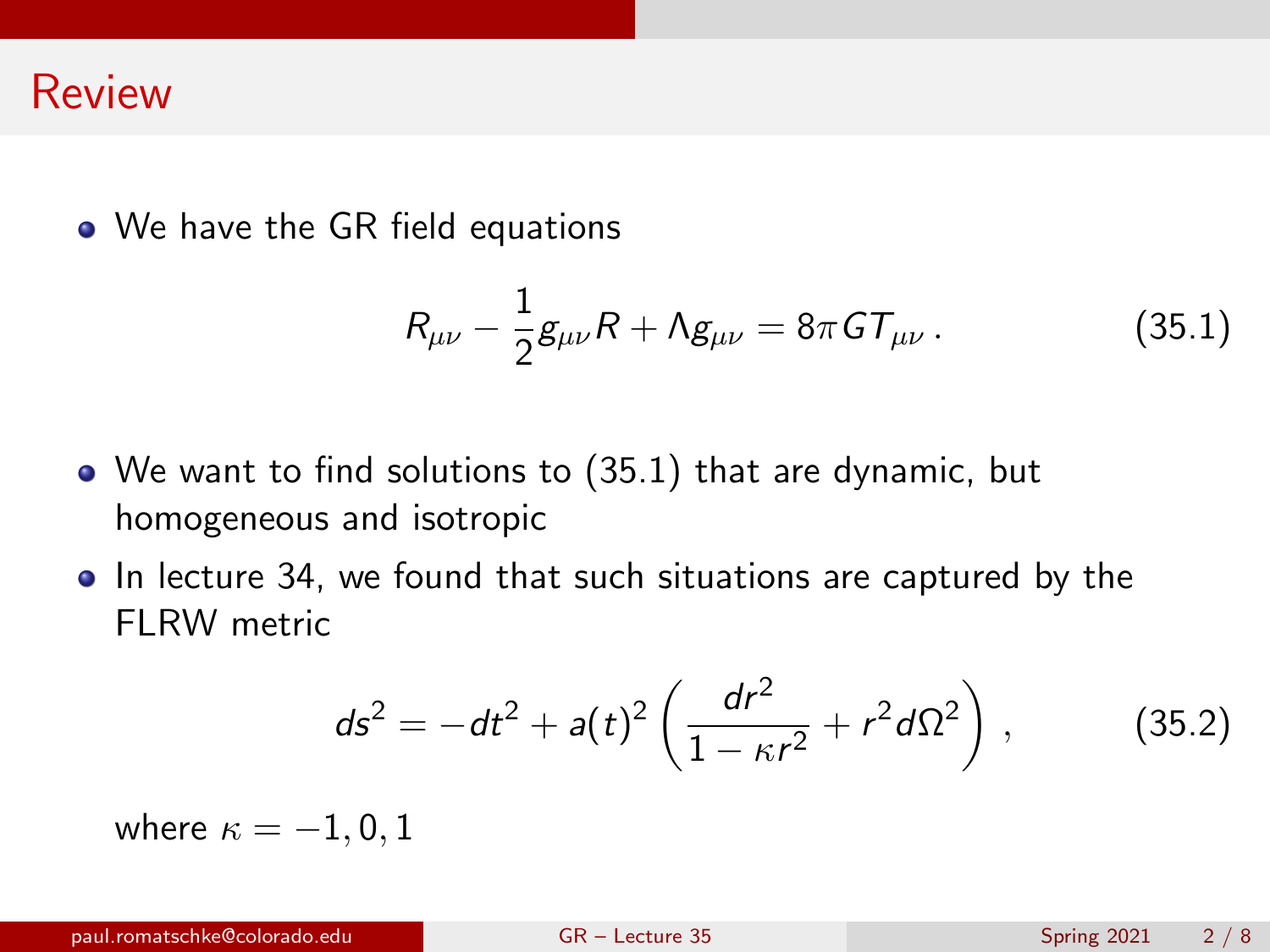# Review

- We have the GR field equations

$$R_{\mu\nu} - \frac{1}{2}g_{\mu\nu}R + \Lambda g_{\mu\nu} = 8\pi G T_{\mu\nu}\,. \tag{35.1}$$

- We want to find solutions to (35.1) that are dynamic, but homogeneous and isotropic
- In lecture 34, we found that such situations are captured by the FLRW metric

$$ds^2 = -dt^2 + a(t)^2\left(\frac{dr^2}{1-\kappa r^2} + r^2 d\Omega^2\right)\,, \tag{35.2}$$

where $\kappa = -1, 0, 1$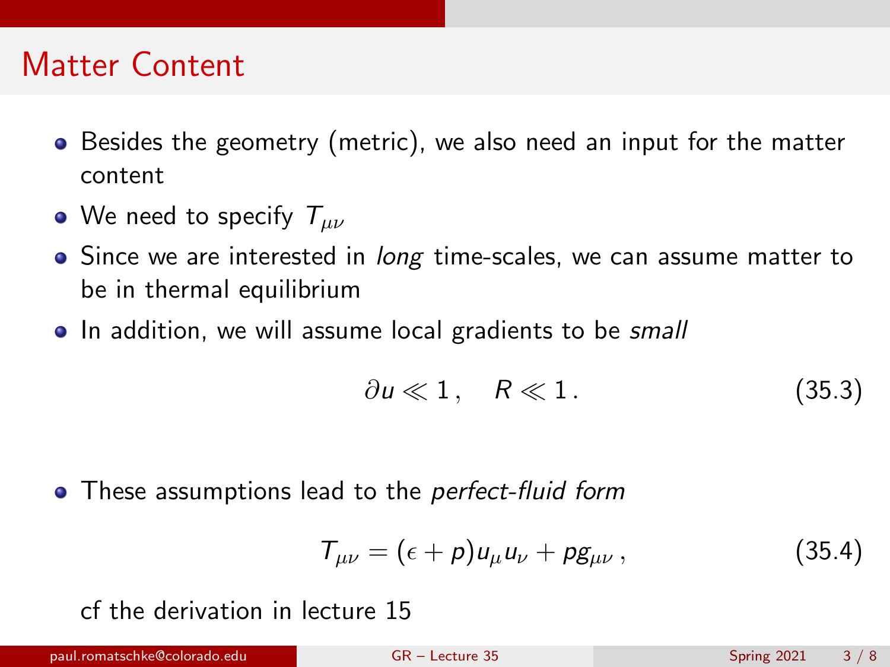# Matter Content

- Besides the geometry (metric), we also need an input for the matter content
- We need to specify $T_{\mu\nu}$
- Since we are interested in *long* time-scales, we can assume matter to be in thermal equilibrium
- In addition, we will assume local gradients to be *small*

$$\partial u \ll 1 , \quad R \ll 1 . \tag{35.3}$$

- These assumptions lead to the *perfect-fluid form*

$$T_{\mu\nu} = (\epsilon + p) u_\mu u_\nu + p g_{\mu\nu} , \tag{35.4}$$

cf the derivation in lecture 15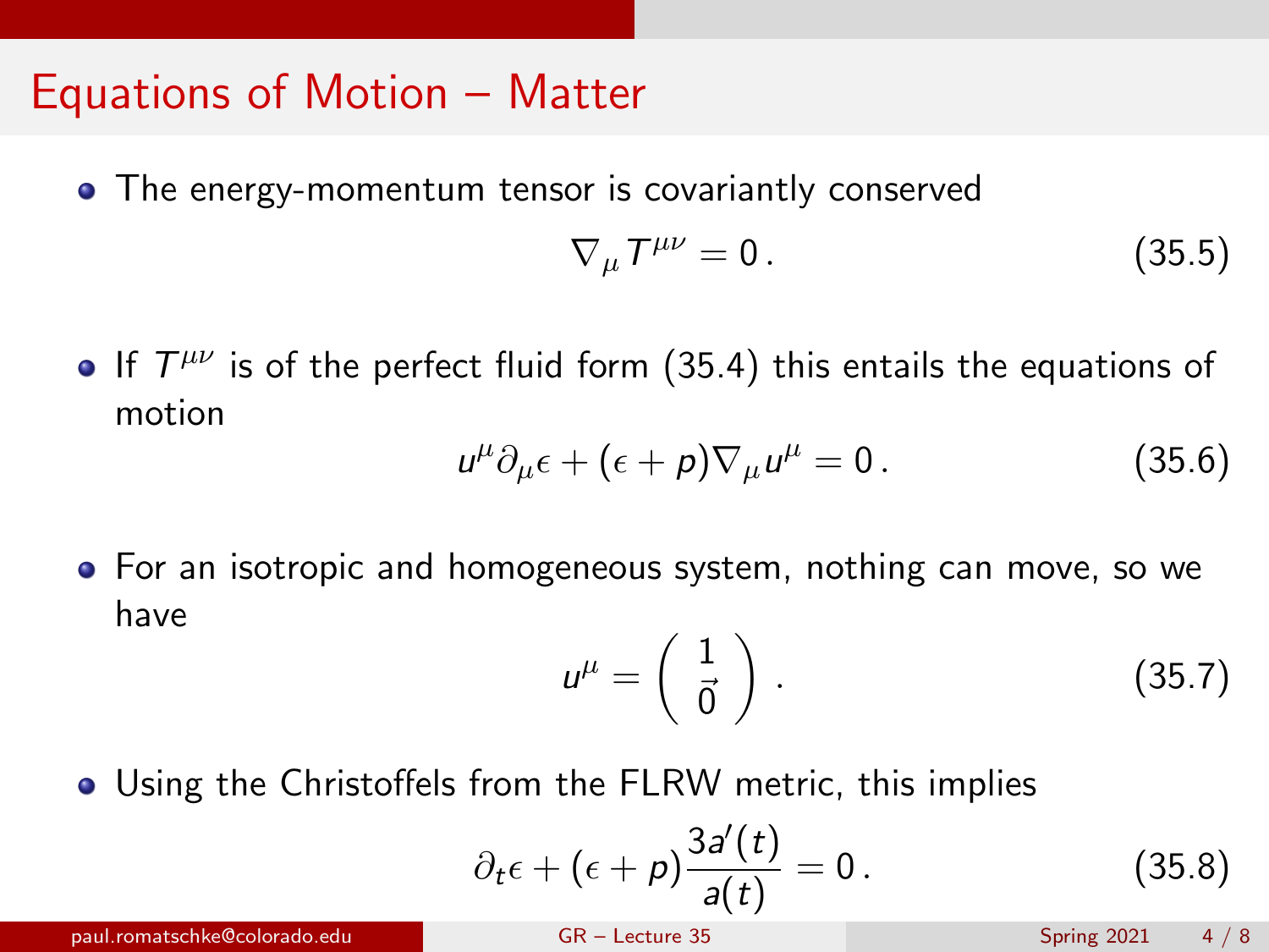# Equations of Motion – Matter

- The energy-momentum tensor is covariantly conserved

$$\nabla_\mu T^{\mu\nu} = 0 \,. \tag{35.5}$$

- If $T^{\mu\nu}$ is of the perfect fluid form (35.4) this entails the equations of motion

$$u^\mu \partial_\mu \epsilon + (\epsilon + p) \nabla_\mu u^\mu = 0 \,. \tag{35.6}$$

- For an isotropic and homogeneous system, nothing can move, so we have

$$u^\mu = \begin{pmatrix} 1 \\ \vec{0} \end{pmatrix} . \tag{35.7}$$

- Using the Christoffels from the FLRW metric, this implies

$$\partial_t \epsilon + (\epsilon + p) \frac{3a'(t)}{a(t)} = 0 \,. \tag{35.8}$$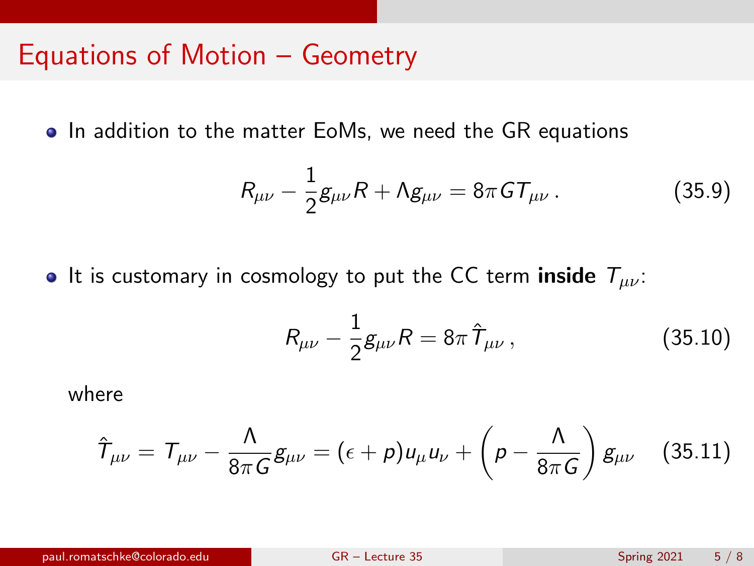# Equations of Motion – Geometry

- In addition to the matter EoMs, we need the GR equations

$$R_{\mu\nu} - \frac{1}{2}g_{\mu\nu}R + \Lambda g_{\mu\nu} = 8\pi G T_{\mu\nu}\,. \tag{35.9}$$

- It is customary in cosmology to put the CC term **inside** $T_{\mu\nu}$:

$$R_{\mu\nu} - \frac{1}{2}g_{\mu\nu}R = 8\pi \hat{T}_{\mu\nu}\,, \tag{35.10}$$

  where

$$\hat{T}_{\mu\nu} = T_{\mu\nu} - \frac{\Lambda}{8\pi G}g_{\mu\nu} = (\epsilon + p)u_\mu u_\nu + \left(p - \frac{\Lambda}{8\pi G}\right)g_{\mu\nu} \tag{35.11}$$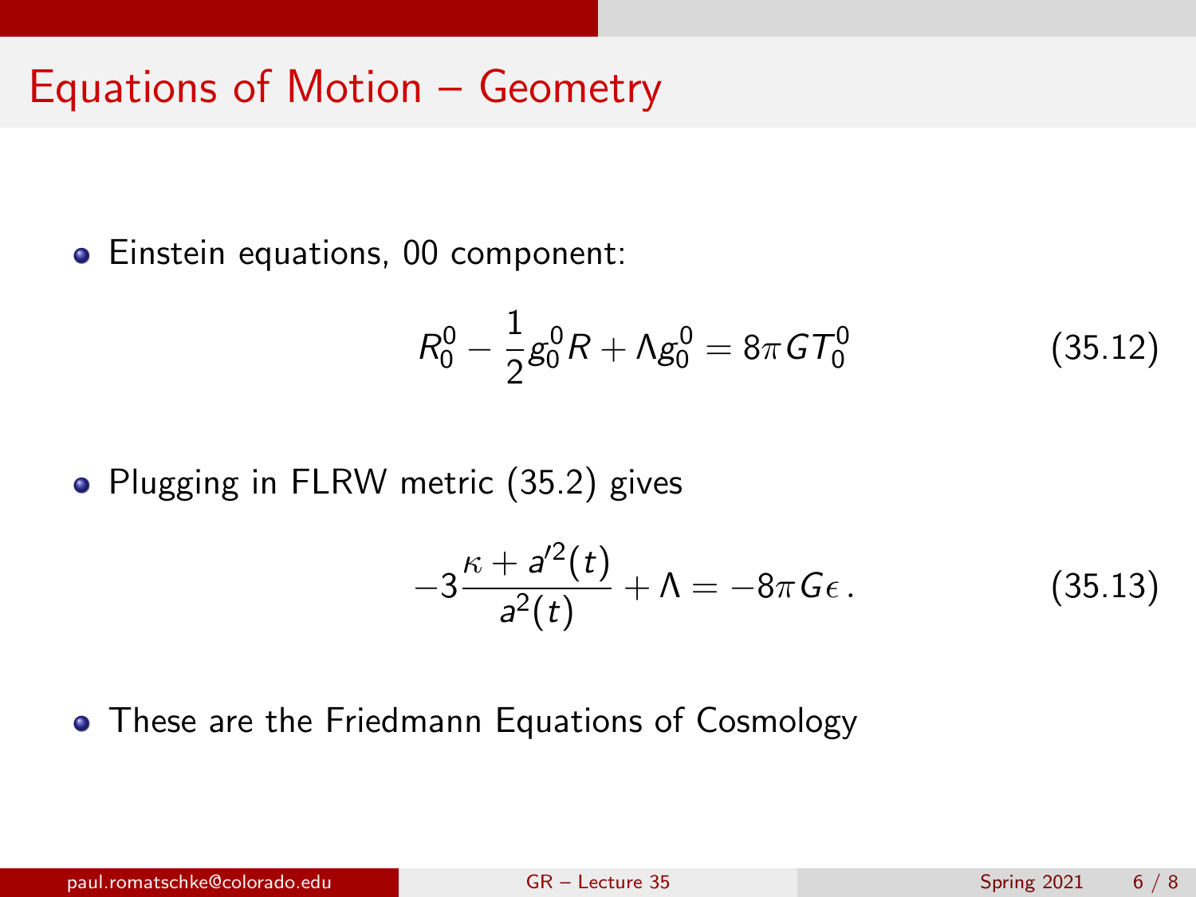# Equations of Motion – Geometry

- Einstein equations, 00 component:

$$R_0^0 - \frac{1}{2} g_0^0 R + \Lambda g_0^0 = 8\pi G T_0^0 \tag{35.12}$$

- Plugging in FLRW metric (35.2) gives

$$-3 \frac{\kappa + a'^2(t)}{a^2(t)} + \Lambda = -8\pi G \epsilon \,. \tag{35.13}$$

- These are the Friedmann Equations of Cosmology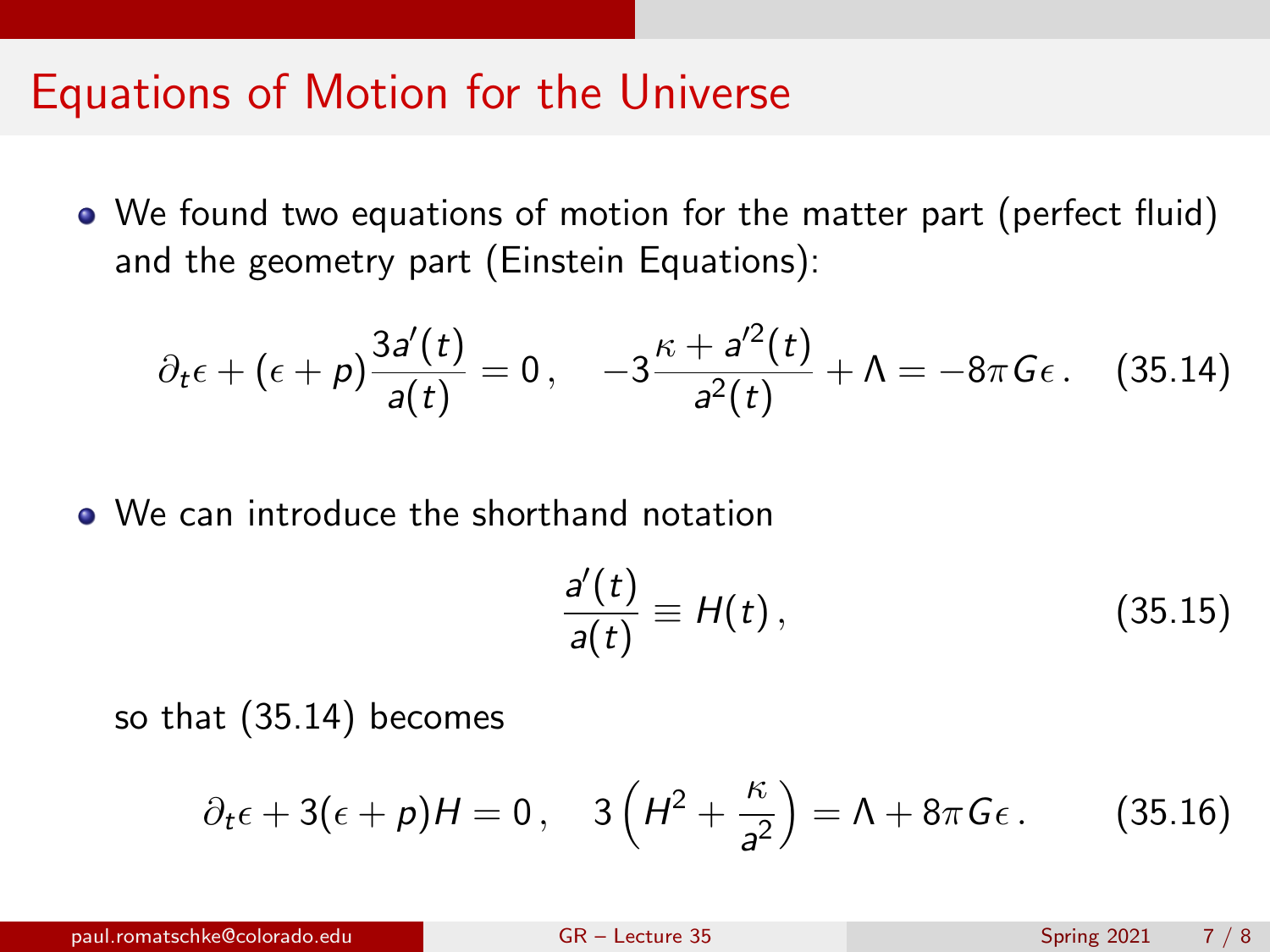# Equations of Motion for the Universe

- We found two equations of motion for the matter part (perfect fluid) and the geometry part (Einstein Equations):

$$\partial_t \epsilon + (\epsilon + p)\frac{3a'(t)}{a(t)} = 0\,, \quad -3\frac{\kappa + a'^2(t)}{a^2(t)} + \Lambda = -8\pi G \epsilon\,. \quad (35.14)$$

- We can introduce the shorthand notation

$$\frac{a'(t)}{a(t)} \equiv H(t)\,, \quad (35.15)$$

so that (35.14) becomes

$$\partial_t \epsilon + 3(\epsilon + p)H = 0\,, \quad 3\left(H^2 + \frac{\kappa}{a^2}\right) = \Lambda + 8\pi G \epsilon\,. \quad (35.16)$$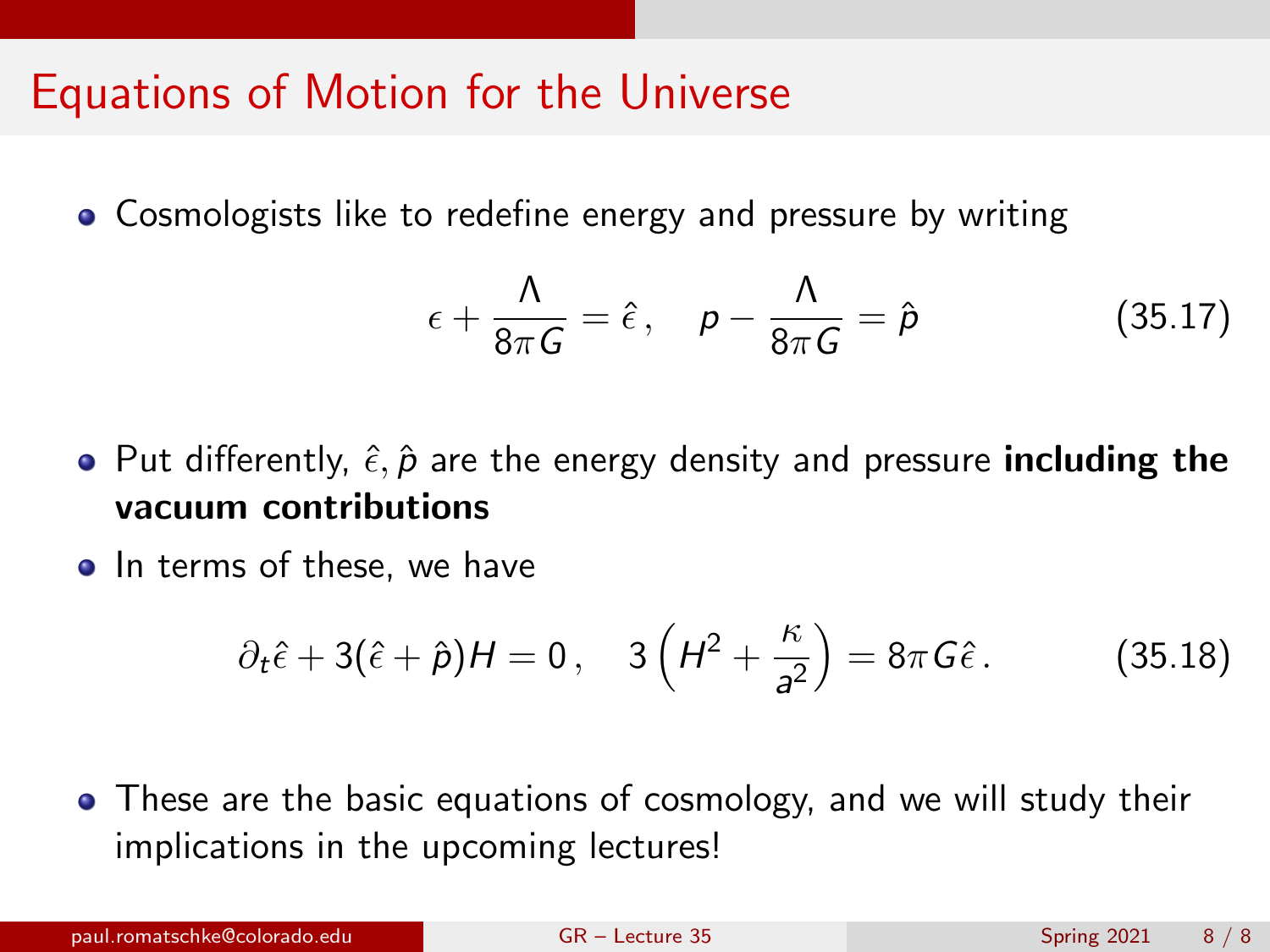# Equations of Motion for the Universe

- Cosmologists like to redefine energy and pressure by writing

$$\epsilon + \frac{\Lambda}{8\pi G} = \hat{\epsilon}\,, \quad p - \frac{\Lambda}{8\pi G} = \hat{p} \tag{35.17}$$

- Put differently, $\hat{\epsilon}, \hat{p}$ are the energy density and pressure **including the vacuum contributions**
- In terms of these, we have

$$\partial_t \hat{\epsilon} + 3(\hat{\epsilon} + \hat{p})H = 0\,, \quad 3\left(H^2 + \frac{\kappa}{a^2}\right) = 8\pi G \hat{\epsilon}\,. \tag{35.18}$$

- These are the basic equations of cosmology, and we will study their implications in the upcoming lectures!